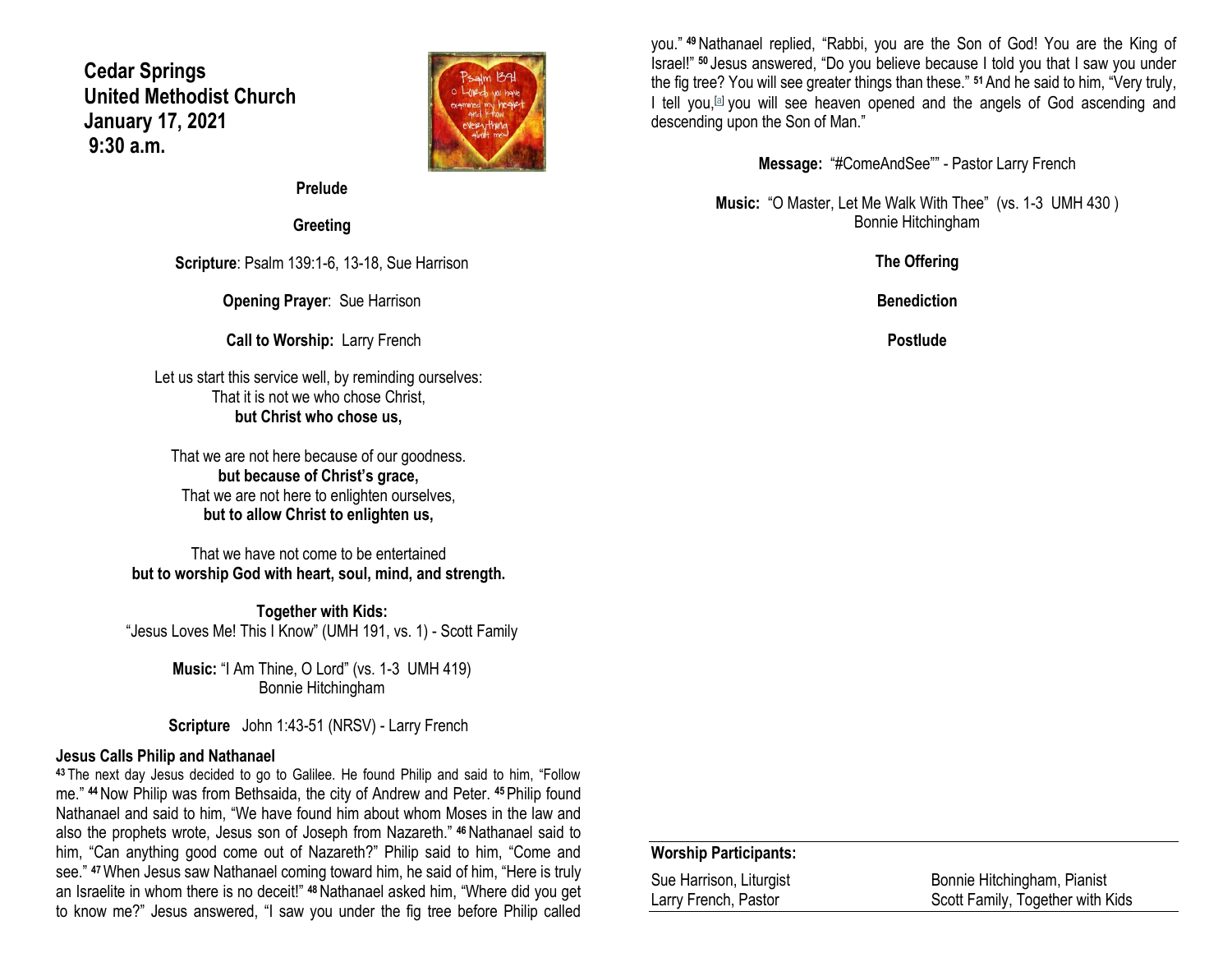**Cedar Springs**
**United Methodist Church**
**January 17, 2021**
**9:30 a.m.**

**Prelude**

**Greeting**

**Scripture**: Psalm 139:1-6, 13-18, Sue Harrison

**Opening Prayer**: Sue Harrison

**Call to Worship:** Larry French

Let us start this service well, by reminding ourselves:
That it is not we who chose Christ,
**but Christ who chose us,**

That we are not here because of our goodness.
**but because of Christ's grace,**
That we are not here to enlighten ourselves,
**but to allow Christ to enlighten us,**

That we have not come to be entertained
**but to worship God with heart, soul, mind, and strength.**

**Together with Kids:**
"Jesus Loves Me! This I Know" (UMH 191, vs. 1) - Scott Family

**Music:** "I Am Thine, O Lord" (vs. 1-3 UMH 419)
Bonnie Hitchingham

**Scripture** John 1:43-51 (NRSV) - Larry French

**Jesus Calls Philip and Nathanael**

[43] The next day Jesus decided to go to Galilee. He found Philip and said to him, "Follow me." [44] Now Philip was from Bethsaida, the city of Andrew and Peter. [45] Philip found Nathanael and said to him, "We have found him about whom Moses in the law and also the prophets wrote, Jesus son of Joseph from Nazareth." [46] Nathanael said to him, "Can anything good come out of Nazareth?" Philip said to him, "Come and see." [47] When Jesus saw Nathanael coming toward him, he said of him, "Here is truly an Israelite in whom there is no deceit!" [48] Nathanael asked him, "Where did you get to know me?" Jesus answered, "I saw you under the fig tree before Philip called you." [49] Nathanael replied, "Rabbi, you are the Son of God! You are the King of Israel!" [50] Jesus answered, "Do you believe because I told you that I saw you under the fig tree? You will see greater things than these." [51] And he said to him, "Very truly, I tell you,[a] you will see heaven opened and the angels of God ascending and descending upon the Son of Man."

**Message:** "#ComeAndSee"" - Pastor Larry French

**Music:** "O Master, Let Me Walk With Thee" (vs. 1-3 UMH 430 )
Bonnie Hitchingham

**The Offering**

**Benediction**

**Postlude**

**Worship Participants:**

| | |
|---|---|
| Sue Harrison, Liturgist | Bonnie Hitchingham, Pianist |
| Larry French, Pastor | Scott Family, Together with Kids |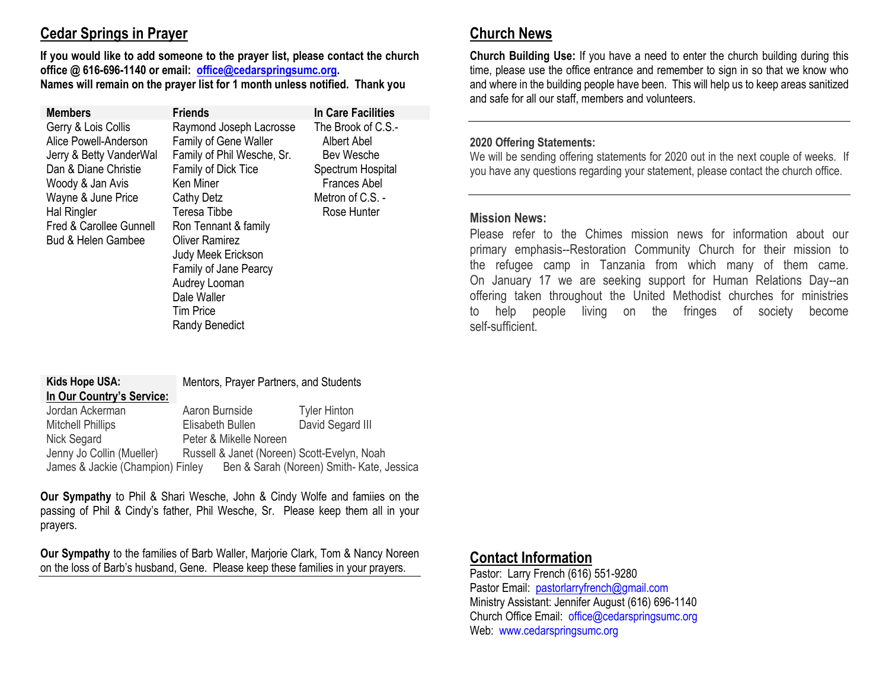## Cedar Springs in Prayer

**If you would like to add someone to the prayer list, please contact the church office @ 616-696-1140 or email: office@cedarspringsumc.org. Names will remain on the prayer list for 1 month unless notified. Thank you**

| Members | Friends | In Care Facilities |
|---|---|---|
| Gerry & Lois Collis | Raymond Joseph Lacrosse | The Brook of C.S.- |
| Alice Powell-Anderson | Family of Gene Waller | Albert Abel |
| Jerry & Betty VanderWal | Family of Phil Wesche, Sr. | Bev Wesche |
| Dan & Diane Christie | Family of Dick Tice | Spectrum Hospital |
| Woody & Jan Avis | Ken Miner | Frances Abel |
| Wayne & June Price | Cathy Detz | Metron of C.S. - |
| Hal Ringler | Teresa Tibbe | Rose Hunter |
| Fred & Carollee Gunnell | Ron Tennant & family | |
| Bud & Helen Gambee | Oliver Ramirez | |
| | Judy Meek Erickson | |
| | Family of Jane Pearcy | |
| | Audrey Looman | |
| | Dale Waller | |
| | Tim Price | |
| | Randy Benedict | |

**Kids Hope USA:** Mentors, Prayer Partners, and Students

**In Our Country's Service:**

| | | |
|---|---|---|
| Jordan Ackerman | Aaron Burnside | Tyler Hinton |
| Mitchell Phillips | Elisabeth Bullen | David Segard III |
| Nick Segard | Peter & Mikelle Noreen | |
| Jenny Jo Collin (Mueller) | Russell & Janet (Noreen) Scott-Evelyn, Noah | |
| James & Jackie (Champion) Finley | Ben & Sarah (Noreen) Smith- Kate, Jessica | |

**Our Sympathy** to Phil & Shari Wesche, John & Cindy Wolfe and famiies on the passing of Phil & Cindy's father, Phil Wesche, Sr. Please keep them all in your prayers.

**Our Sympathy** to the families of Barb Waller, Marjorie Clark, Tom & Nancy Noreen on the loss of Barb's husband, Gene. Please keep these families in your prayers.

## Church News

**Church Building Use:** If you have a need to enter the church building during this time, please use the office entrance and remember to sign in so that we know who and where in the building people have been. This will help us to keep areas sanitized and safe for all our staff, members and volunteers.

**2020 Offering Statements:**
We will be sending offering statements for 2020 out in the next couple of weeks. If you have any questions regarding your statement, please contact the church office.

**Mission News:**
Please refer to the Chimes mission news for information about our primary emphasis--Restoration Community Church for their mission to the refugee camp in Tanzania from which many of them came. On January 17 we are seeking support for Human Relations Day--an offering taken throughout the United Methodist churches for ministries to help people living on the fringes of society become self-sufficient.

## Contact Information

Pastor: Larry French (616) 551-9280
Pastor Email: pastorlarryfrench@gmail.com
Ministry Assistant: Jennifer August (616) 696-1140
Church Office Email: office@cedarspringsumc.org
Web: www.cedarspringsumc.org